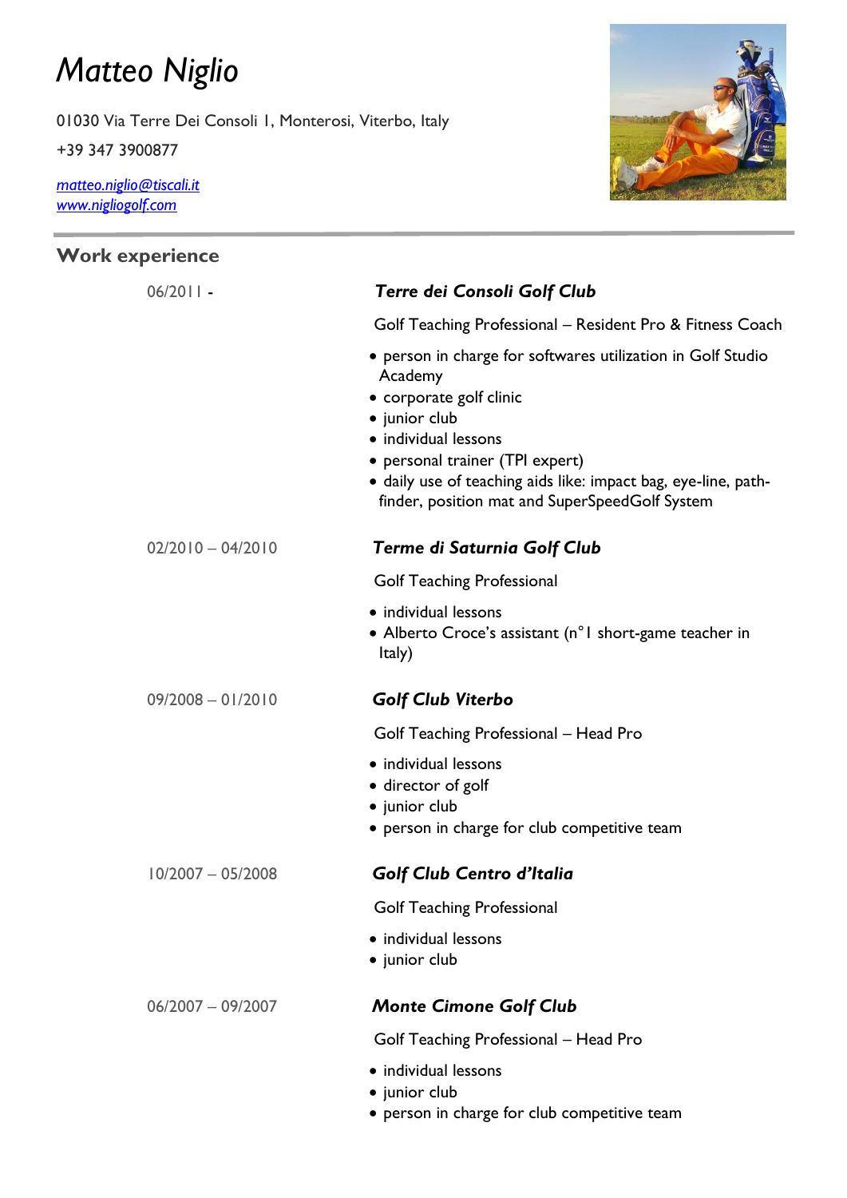# *Matteo Niglio*

01030 Via Terre Dei Consoli 1, Monterosi, Viterbo, Italy

+39 347 3900877

*matteo.niglio@tiscali.it*
*www.nigliogolf.com*

## Work experience

06/2011 -

### *Terre dei Consoli Golf Club*

Golf Teaching Professional – Resident Pro & Fitness Coach

- person in charge for softwares utilization in Golf Studio Academy
- corporate golf clinic
- junior club
- individual lessons
- personal trainer (TPI expert)
- daily use of teaching aids like: impact bag, eye-line, path-finder, position mat and SuperSpeedGolf System

02/2010 – 04/2010

### *Terme di Saturnia Golf Club*

Golf Teaching Professional

- individual lessons
- Alberto Croce's assistant (n°1 short-game teacher in Italy)

09/2008 – 01/2010

### *Golf Club Viterbo*

Golf Teaching Professional – Head Pro

- individual lessons
- director of golf
- junior club
- person in charge for club competitive team

10/2007 – 05/2008

### *Golf Club Centro d'Italia*

Golf Teaching Professional

- individual lessons
- junior club

06/2007 – 09/2007

### *Monte Cimone Golf Club*

Golf Teaching Professional – Head Pro

- individual lessons
- junior club
- person in charge for club competitive team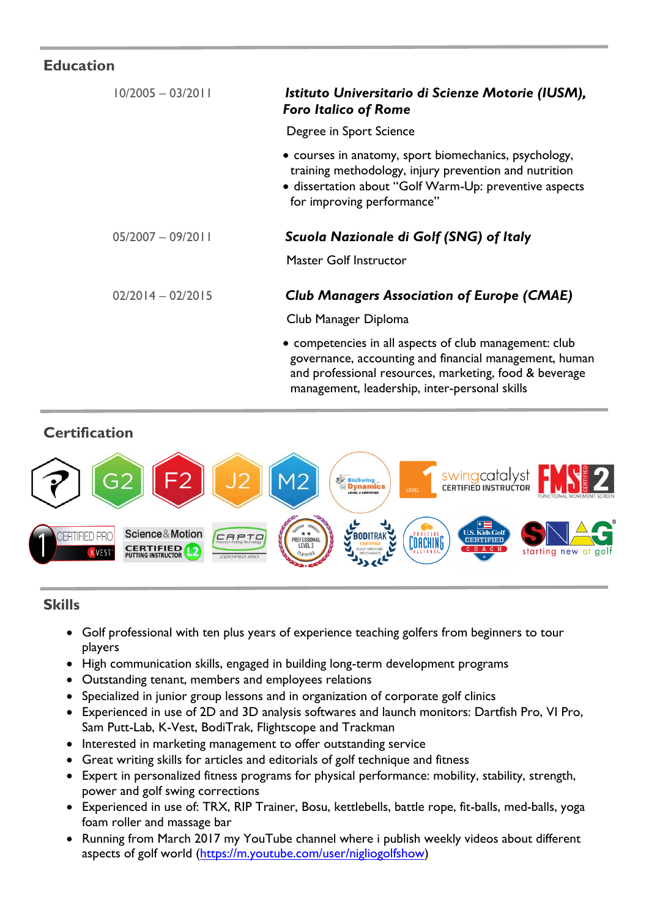## Education

10/2005 – 03/2011

***Istituto Universitario di Scienze Motorie (IUSM), Foro Italico of Rome***

Degree in Sport Science

- courses in anatomy, sport biomechanics, psychology, training methodology, injury prevention and nutrition
- dissertation about "Golf Warm-Up: preventive aspects for improving performance"

05/2007 – 09/2011

***Scuola Nazionale di Golf (SNG) of Italy***

Master Golf Instructor

02/2014 – 02/2015

***Club Managers Association of Europe (CMAE)***

Club Manager Diploma

- competencies in all aspects of club management: club governance, accounting and financial management, human and professional resources, marketing, food & beverage management, leadership, inter-personal skills

## Certification

## Skills

- Golf professional with ten plus years of experience teaching golfers from beginners to tour players
- High communication skills, engaged in building long-term development programs
- Outstanding tenant, members and employees relations
- Specialized in junior group lessons and in organization of corporate golf clinics
- Experienced in use of 2D and 3D analysis softwares and launch monitors: Dartfish Pro, VI Pro, Sam Putt-Lab, K-Vest, BodiTrak, Flightscope and Trackman
- Interested in marketing management to offer outstanding service
- Great writing skills for articles and editorials of golf technique and fitness
- Expert in personalized fitness programs for physical performance: mobility, stability, strength, power and golf swing corrections
- Experienced in use of: TRX, RIP Trainer, Bosu, kettlebells, battle rope, fit-balls, med-balls, yoga foam roller and massage bar
- Running from March 2017 my YouTube channel where i publish weekly videos about different aspects of golf world (https://m.youtube.com/user/nigliogolfshow)